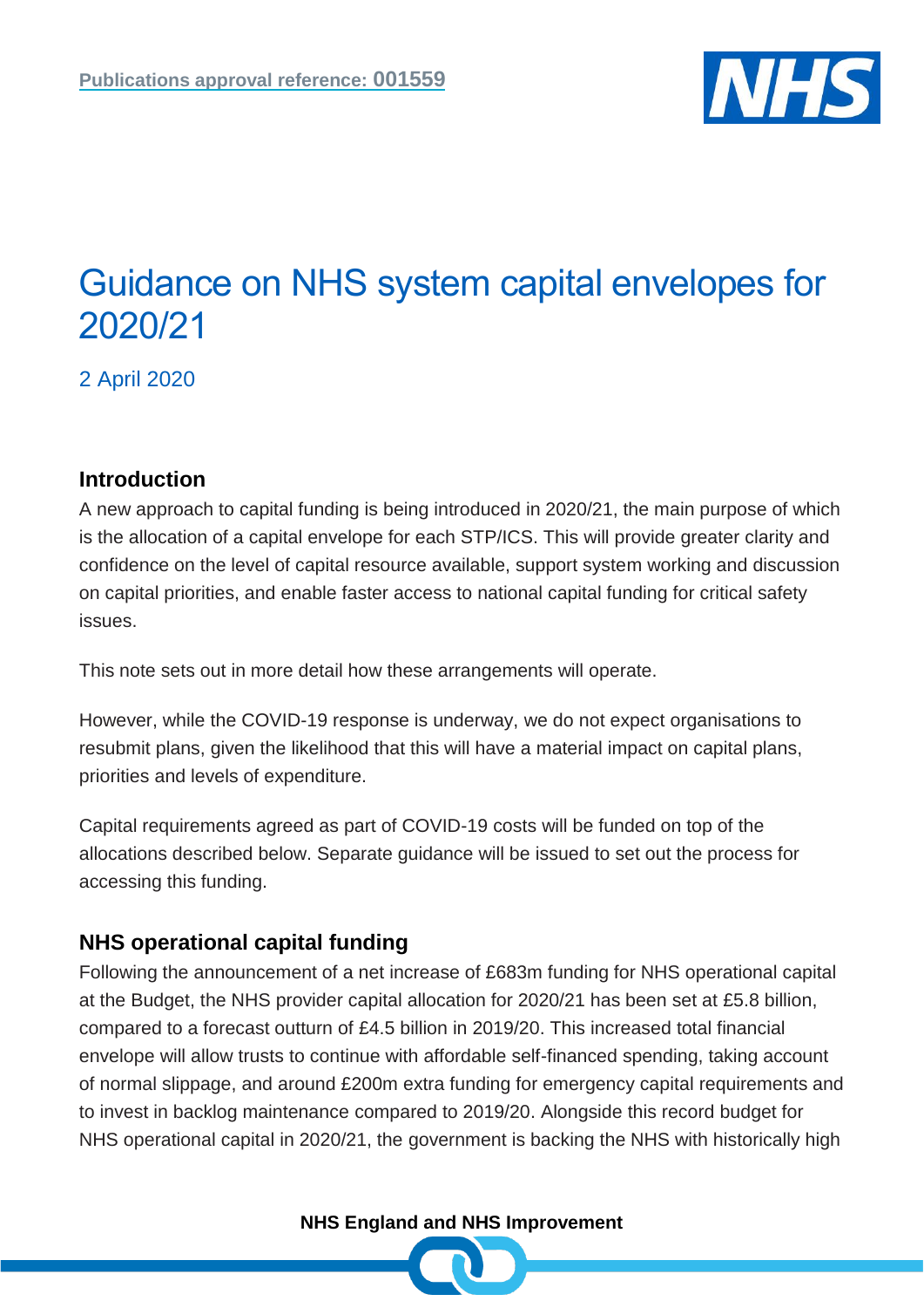Publications approval reference: 001559

# Guidance on NHS system capital envelopes for 2020/21

2 April 2020

## Introduction

A new approach to capital funding is being introduced in 2020/21, the main purpose of which is the allocation of a capital envelope for each STP/ICS. This will provide greater clarity and confidence on the level of capital resource available, support system working and discussion on capital priorities, and enable faster access to national capital funding for critical safety issues.

This note sets out in more detail how these arrangements will operate.

However, while the COVID-19 response is underway, we do not expect organisations to resubmit plans, given the likelihood that this will have a material impact on capital plans, priorities and levels of expenditure.

Capital requirements agreed as part of COVID-19 costs will be funded on top of the allocations described below. Separate guidance will be issued to set out the process for accessing this funding.

## NHS operational capital funding

Following the announcement of a net increase of £683m funding for NHS operational capital at the Budget, the NHS provider capital allocation for 2020/21 has been set at £5.8 billion, compared to a forecast outturn of £4.5 billion in 2019/20. This increased total financial envelope will allow trusts to continue with affordable self-financed spending, taking account of normal slippage, and around £200m extra funding for emergency capital requirements and to invest in backlog maintenance compared to 2019/20. Alongside this record budget for NHS operational capital in 2020/21, the government is backing the NHS with historically high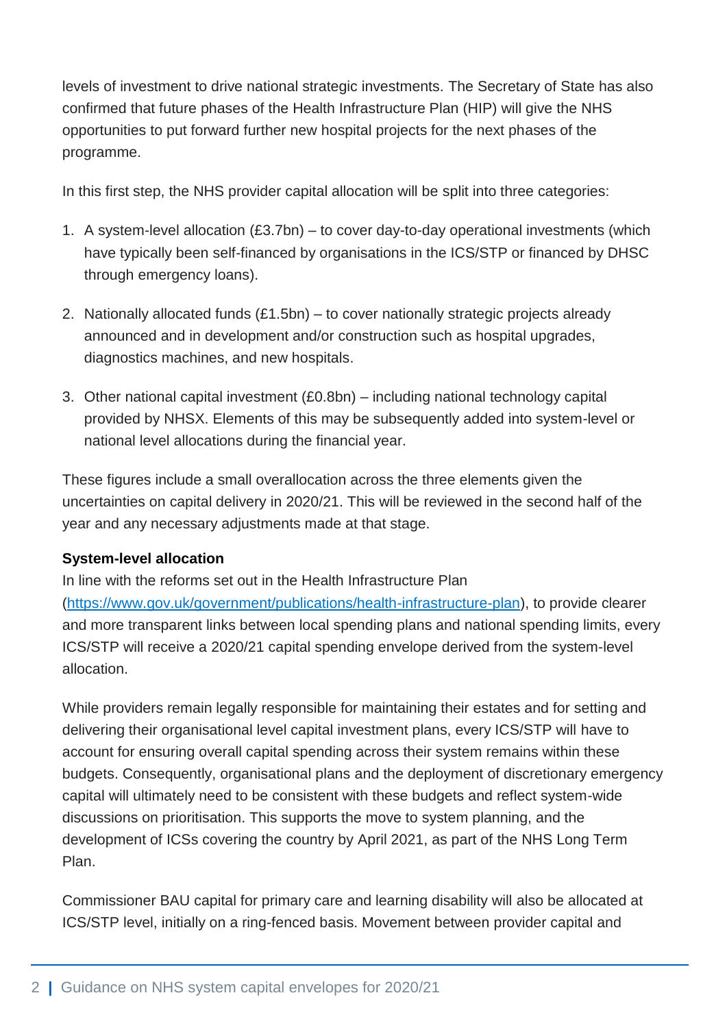levels of investment to drive national strategic investments. The Secretary of State has also confirmed that future phases of the Health Infrastructure Plan (HIP) will give the NHS opportunities to put forward further new hospital projects for the next phases of the programme.

In this first step, the NHS provider capital allocation will be split into three categories:

1. A system-level allocation (£3.7bn) – to cover day-to-day operational investments (which have typically been self-financed by organisations in the ICS/STP or financed by DHSC through emergency loans).

2. Nationally allocated funds (£1.5bn) – to cover nationally strategic projects already announced and in development and/or construction such as hospital upgrades, diagnostics machines, and new hospitals.

3. Other national capital investment (£0.8bn) – including national technology capital provided by NHSX. Elements of this may be subsequently added into system-level or national level allocations during the financial year.

These figures include a small overallocation across the three elements given the uncertainties on capital delivery in 2020/21. This will be reviewed in the second half of the year and any necessary adjustments made at that stage.

**System-level allocation**

In line with the reforms set out in the Health Infrastructure Plan (https://www.gov.uk/government/publications/health-infrastructure-plan), to provide clearer and more transparent links between local spending plans and national spending limits, every ICS/STP will receive a 2020/21 capital spending envelope derived from the system-level allocation.

While providers remain legally responsible for maintaining their estates and for setting and delivering their organisational level capital investment plans, every ICS/STP will have to account for ensuring overall capital spending across their system remains within these budgets. Consequently, organisational plans and the deployment of discretionary emergency capital will ultimately need to be consistent with these budgets and reflect system-wide discussions on prioritisation. This supports the move to system planning, and the development of ICSs covering the country by April 2021, as part of the NHS Long Term Plan.

Commissioner BAU capital for primary care and learning disability will also be allocated at ICS/STP level, initially on a ring-fenced basis. Movement between provider capital and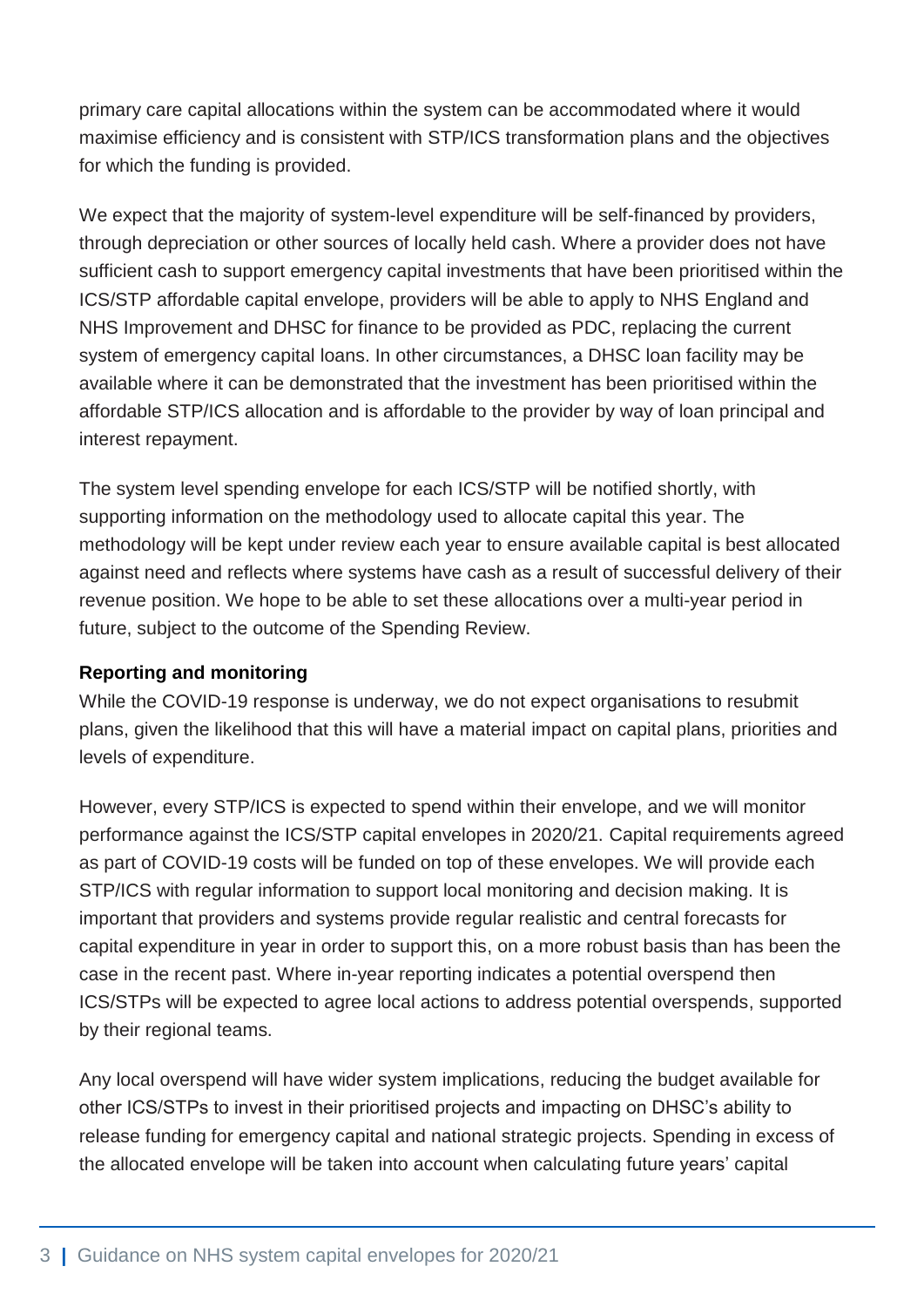primary care capital allocations within the system can be accommodated where it would maximise efficiency and is consistent with STP/ICS transformation plans and the objectives for which the funding is provided.

We expect that the majority of system-level expenditure will be self-financed by providers, through depreciation or other sources of locally held cash. Where a provider does not have sufficient cash to support emergency capital investments that have been prioritised within the ICS/STP affordable capital envelope, providers will be able to apply to NHS England and NHS Improvement and DHSC for finance to be provided as PDC, replacing the current system of emergency capital loans. In other circumstances, a DHSC loan facility may be available where it can be demonstrated that the investment has been prioritised within the affordable STP/ICS allocation and is affordable to the provider by way of loan principal and interest repayment.

The system level spending envelope for each ICS/STP will be notified shortly, with supporting information on the methodology used to allocate capital this year. The methodology will be kept under review each year to ensure available capital is best allocated against need and reflects where systems have cash as a result of successful delivery of their revenue position. We hope to be able to set these allocations over a multi-year period in future, subject to the outcome of the Spending Review.

**Reporting and monitoring**

While the COVID-19 response is underway, we do not expect organisations to resubmit plans, given the likelihood that this will have a material impact on capital plans, priorities and levels of expenditure.

However, every STP/ICS is expected to spend within their envelope, and we will monitor performance against the ICS/STP capital envelopes in 2020/21. Capital requirements agreed as part of COVID-19 costs will be funded on top of these envelopes. We will provide each STP/ICS with regular information to support local monitoring and decision making. It is important that providers and systems provide regular realistic and central forecasts for capital expenditure in year in order to support this, on a more robust basis than has been the case in the recent past. Where in-year reporting indicates a potential overspend then ICS/STPs will be expected to agree local actions to address potential overspends, supported by their regional teams.

Any local overspend will have wider system implications, reducing the budget available for other ICS/STPs to invest in their prioritised projects and impacting on DHSC's ability to release funding for emergency capital and national strategic projects. Spending in excess of the allocated envelope will be taken into account when calculating future years' capital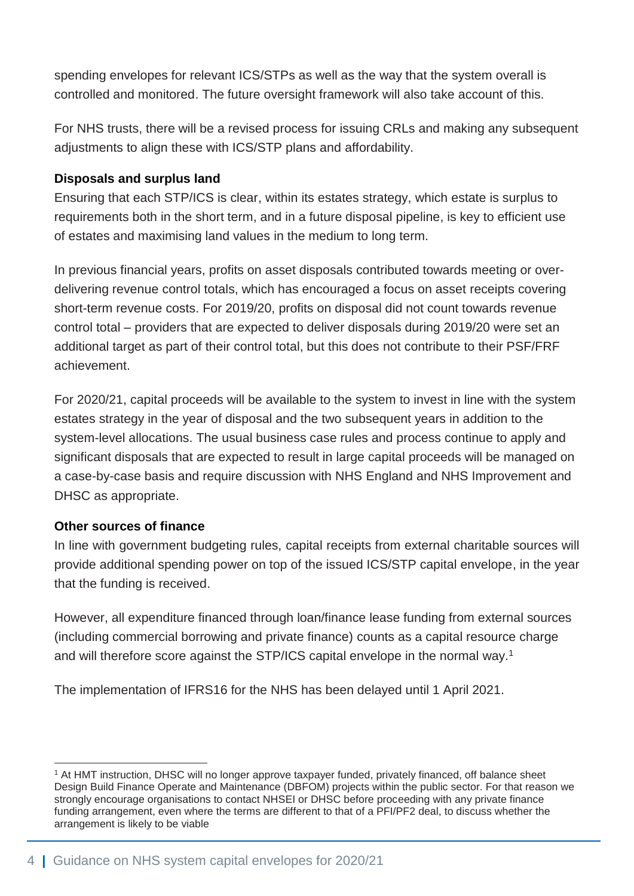spending envelopes for relevant ICS/STPs as well as the way that the system overall is controlled and monitored. The future oversight framework will also take account of this.

For NHS trusts, there will be a revised process for issuing CRLs and making any subsequent adjustments to align these with ICS/STP plans and affordability.

**Disposals and surplus land**

Ensuring that each STP/ICS is clear, within its estates strategy, which estate is surplus to requirements both in the short term, and in a future disposal pipeline, is key to efficient use of estates and maximising land values in the medium to long term.

In previous financial years, profits on asset disposals contributed towards meeting or over-delivering revenue control totals, which has encouraged a focus on asset receipts covering short-term revenue costs. For 2019/20, profits on disposal did not count towards revenue control total – providers that are expected to deliver disposals during 2019/20 were set an additional target as part of their control total, but this does not contribute to their PSF/FRF achievement.

For 2020/21, capital proceeds will be available to the system to invest in line with the system estates strategy in the year of disposal and the two subsequent years in addition to the system-level allocations. The usual business case rules and process continue to apply and significant disposals that are expected to result in large capital proceeds will be managed on a case-by-case basis and require discussion with NHS England and NHS Improvement and DHSC as appropriate.

**Other sources of finance**

In line with government budgeting rules, capital receipts from external charitable sources will provide additional spending power on top of the issued ICS/STP capital envelope, in the year that the funding is received.

However, all expenditure financed through loan/finance lease funding from external sources (including commercial borrowing and private finance) counts as a capital resource charge and will therefore score against the STP/ICS capital envelope in the normal way.[1]

The implementation of IFRS16 for the NHS has been delayed until 1 April 2021.

---

[1] At HMT instruction, DHSC will no longer approve taxpayer funded, privately financed, off balance sheet Design Build Finance Operate and Maintenance (DBFOM) projects within the public sector. For that reason we strongly encourage organisations to contact NHSEI or DHSC before proceeding with any private finance funding arrangement, even where the terms are different to that of a PFI/PF2 deal, to discuss whether the arrangement is likely to be viable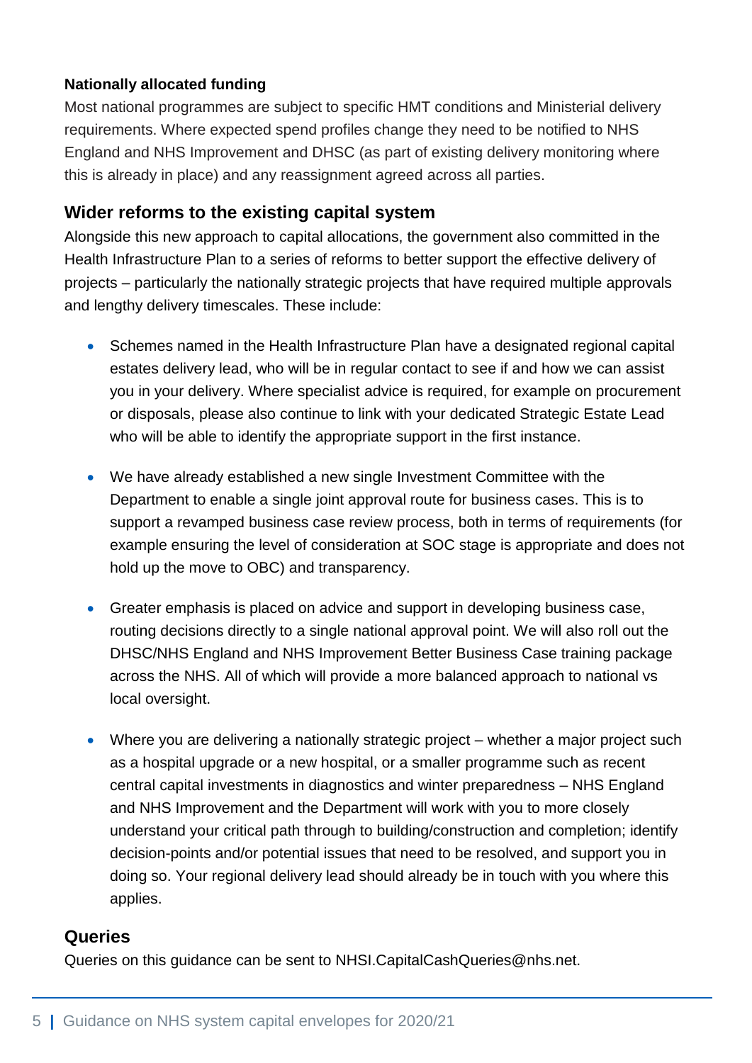**Nationally allocated funding**

Most national programmes are subject to specific HMT conditions and Ministerial delivery requirements. Where expected spend profiles change they need to be notified to NHS England and NHS Improvement and DHSC (as part of existing delivery monitoring where this is already in place) and any reassignment agreed across all parties.

## Wider reforms to the existing capital system

Alongside this new approach to capital allocations, the government also committed in the Health Infrastructure Plan to a series of reforms to better support the effective delivery of projects – particularly the nationally strategic projects that have required multiple approvals and lengthy delivery timescales. These include:

- Schemes named in the Health Infrastructure Plan have a designated regional capital estates delivery lead, who will be in regular contact to see if and how we can assist you in your delivery. Where specialist advice is required, for example on procurement or disposals, please also continue to link with your dedicated Strategic Estate Lead who will be able to identify the appropriate support in the first instance.

- We have already established a new single Investment Committee with the Department to enable a single joint approval route for business cases. This is to support a revamped business case review process, both in terms of requirements (for example ensuring the level of consideration at SOC stage is appropriate and does not hold up the move to OBC) and transparency.

- Greater emphasis is placed on advice and support in developing business case, routing decisions directly to a single national approval point. We will also roll out the DHSC/NHS England and NHS Improvement Better Business Case training package across the NHS. All of which will provide a more balanced approach to national vs local oversight.

- Where you are delivering a nationally strategic project – whether a major project such as a hospital upgrade or a new hospital, or a smaller programme such as recent central capital investments in diagnostics and winter preparedness – NHS England and NHS Improvement and the Department will work with you to more closely understand your critical path through to building/construction and completion; identify decision-points and/or potential issues that need to be resolved, and support you in doing so. Your regional delivery lead should already be in touch with you where this applies.

## Queries

Queries on this guidance can be sent to NHSI.CapitalCashQueries@nhs.net.